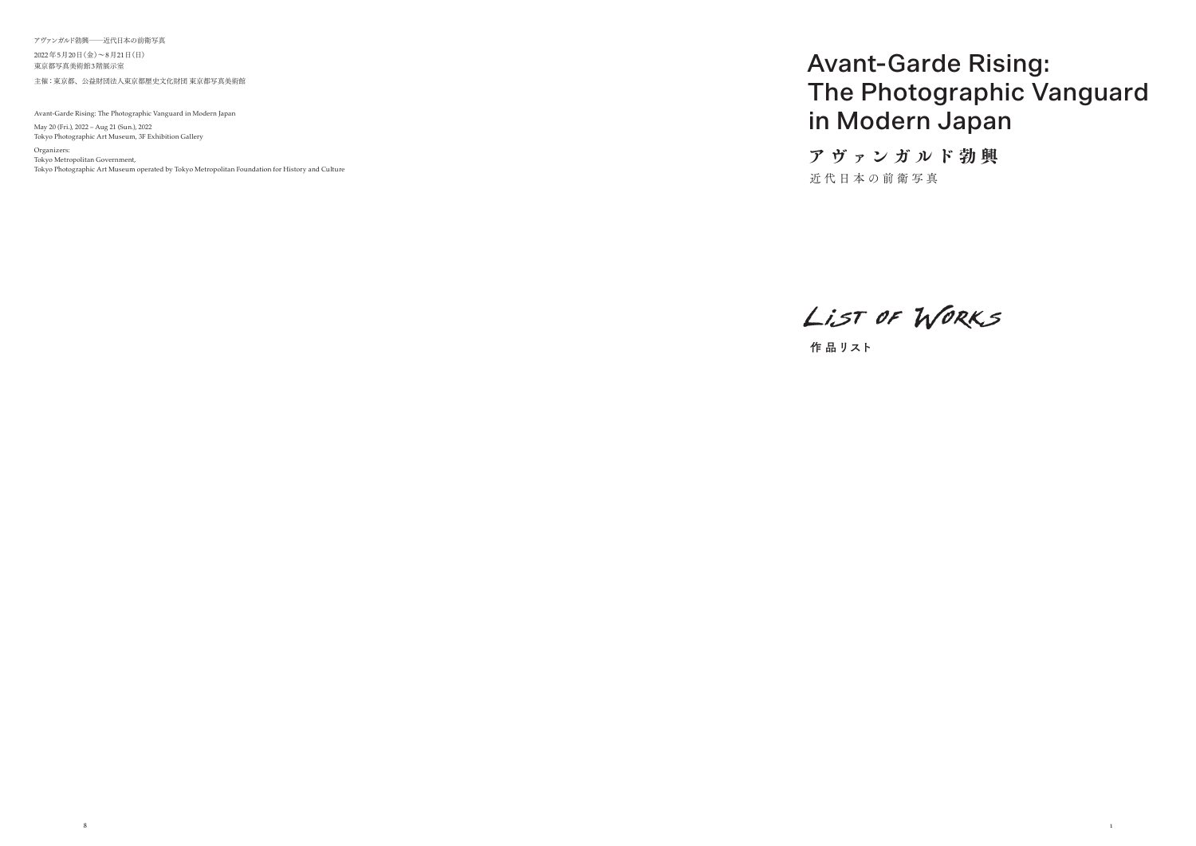アヴァンガルド勃興——近代日本の前衛写真

2022年5月20日（金）～8月21日（日）
東京都写真美術館3階展示室

主催：東京都、公益財団法人東京都歴史文化財団 東京都写真美術館

Avant-Garde Rising: The Photographic Vanguard in Modern Japan

May 20 (Fri.), 2022 – Aug 21 (Sun.), 2022
Tokyo Photographic Art Museum, 3F Exhibition Gallery

Organizers:
Tokyo Metropolitan Government,
Tokyo Photographic Art Museum operated by Tokyo Metropolitan Foundation for History and Culture

# Avant-Garde Rising: The Photographic Vanguard in Modern Japan

## アヴァンガルド勃興

近代日本の前衛写真

## List of Works

作品リスト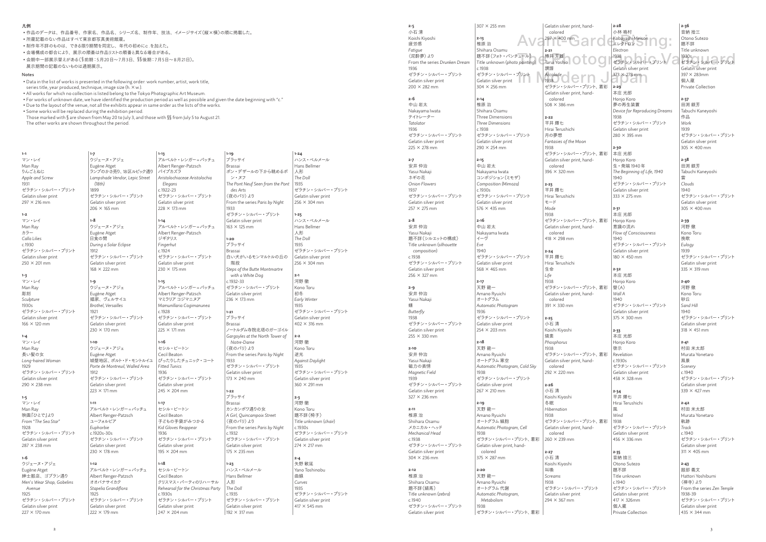## 凡例

- 作品のデータは、作品番号、作家名、作品名、シリーズ名、制作年、技法、イメージサイズ（縦×横）の順に掲載した。
- 所蔵記載のない作品はすべて東京都写真美術館蔵。
- 制作年不詳のものは、できる限り期間を同定し、年代の初めにc.を加えた。
- 会場構成の都合により、展示の順番は作品リストの順番と異なる場合がある。
- 会期中一部展示替えがある（§前期：5月20日〜7月3日、§§後期：7月5日〜8月21日）。
  展示期間の記載のないものは通期展示。

## Notes

- Data in the list of works is presented in the following order: work number, artist, work title, series title, year produced, technique, image size (h. × w.).
- All works for which no collection is listed belong to the Tokyo Photographic Art Museum.
- For works of unknown date, we have identified the production period as well as possible and given the date beginning with "c."
- Due to the layout of the venue, not all the exhibits appear in same order as the lists of the works.
- Some works will be replaced during the exhibition period.
  Those marked with § are shown from May 20 to July 3, and those with §§ from July 5 to August 21.
  The other works are shown throughout the period.

**1-1**
マン・レイ
Man Ray
りんごとねじ
*Apple and Screw*
1931
ゼラチン・シルバー・プリント
Gelatin silver print
297 × 216 mm

**1-2**
マン・レイ
Man Ray
カラー
*Calla Lilies*
c.1930
ゼラチン・シルバー・プリント
Gelatin silver print
250 × 201 mm

**1-3**
マン・レイ
Man Ray
彫刻
*Sculpture*
1930s
ゼラチン・シルバー・プリント
Gelatin silver print
166 × 120 mm

**1-4**
マン・レイ
Man Ray
長い髪の女
*Long-haired Woman*
1929
ゼラチン・シルバー・プリント
Gelatin silver print
290 × 238 mm

**1-5**
マン・レイ
Man Ray
映画『ひとで』より
From "*The Sea Star*"
1928
ゼラチン・シルバー・プリント
Gelatin silver print
287 × 238 mm

**1-6**
ウジェーヌ・アジェ
Eugène Atget
紳士服店、ゴブラン通り
*Men's Wear Shop, Gobelins Avenue*
1925
ゼラチン・シルバー・プリント
Gelatin silver print
227 × 170 mm

**1-7**
ウジェーヌ・アジェ
Eugène Atget
ランプのかさ売り、18区ルピック通り
*Lampshade Vendor, Lepic Street (18th)*
1899
ゼラチン・シルバー・プリント
Gelatin silver print
206 × 165 mm

**1-8**
ウジェーヌ・アジェ
Eugène Atget
日食の間
*During a Solar Eclipse*
1912
ゼラチン・シルバー・プリント
Gelatin silver print
168 × 222 mm

**1-9**
ウジェーヌ・アジェ
Eugène Atget
娼家、ヴェルサイユ
*Brothel, Versailles*
1921
ゼラチン・シルバー・プリント
Gelatin silver print
230 × 170 mm

**1-10**
ウジェーヌ・アジェ
Eugène Atget
城壁地区、ポルト・ド・モントルイユ
*Porte de Montreuil, Walled Area*
1912
ゼラチン・シルバー・プリント
Gelatin silver print
223 × 171 mm

**1-11**
アルベルト・レンガー＝パッチュ
Albert Renger-Patzsch
ユーフォルビア
*Euphorbie*
c.1920s-30s
ゼラチン・シルバー・プリント
Gelatin silver print
230 × 178 mm

**1-12**
アルベルト・レンガー＝パッチュ
Albert Renger-Patzsch
オオバナサイカク
*Stapelia Grandiflora*
1925
ゼラチン・シルバー・プリント
Gelatin silver print
222 × 179 mm

**1-13**
アルベルト・レンガー＝パッチュ
Albert Renger-Patzsch
パイプカズラ
*Aristolochiaceae Aristolochia Elegans*
c.1922-23
ゼラチン・シルバー・プリント
Gelatin silver print
228 × 173 mm

**1-14**
アルベルト・レンガー＝パッチュ
Albert Renger-Patzsch
ジギタリス
*Fingerhut*
c.1924
ゼラチン・シルバー・プリント
Gelatin silver print
230 × 175 mm

**1-15**
アルベルト・レンガー＝パッチュ
Albert Renger-Patzsch
マミラリア コジマニヌア
*Mamunillaria Cogimanunea*
c.1928
ゼラチン・シルバー・プリント
Gelatin silver print
225 × 171 mm

**1-16**
セシル・ビートン
Cecil Beaton
ぴったりしたチュニック・コート
*Fitted Tunics*
1936
ゼラチン・シルバー・プリント
Gelatin silver print
245 × 204 mm

**1-17**
セシル・ビートン
Cecil Beaton
子どもの手袋がみつかる
*Kid Gloves Reappear*
1936
ゼラチン・シルバー・プリント
Gelatin silver print
195 × 204 mm

**1-18**
セシル・ビートン
Cecil Beaton
クリスマス・パーティのリハーサル
*Rehearsal for the Christmas Party*
c.1930s
ゼラチン・シルバー・プリント
Gelatin silver print
247 × 204 mm

**1-19**
ブラッサイ
Brassaï
ポン・デ・ザールの下から眺めるポン・ヌフ
*The Pont Neuf Seen from the Pont des Arts*
〈夜のパリ〉より
From the series *Paris by Night*
1933
ゼラチン・シルバー・プリント
Gelatin silver print
163 × 125 mm

**1-20**
ブラッサイ
Brassaï
白い犬がいるモンマルトルの丘の階段
*Steps of the Butte Montmartre with a White Dog*
c.1932-33
ゼラチン・シルバー・プリント
Gelatin silver print
236 × 173 mm

**1-21**
ブラッサイ
Brassaï
ノートルダム寺院北塔のガーゴイル
*Gargoyles at the North Tower of Notre-Dame*
〈夜のパリ〉より
From the series *Paris by Night*
1933
ゼラチン・シルバー・プリント
Gelatin silver print
173 × 240 mm

**1-22**
ブラッサイ
Brassaï
カンカンポワ通りの女
*A Girl, Quincampoix Street*
〈夜のパリ〉より
From the series *Paris by Night*
c.1932
ゼラチン・シルバー・プリント
Gelatin silver print
175 × 235 mm

**1-23**
ハンス・ベルメール
Hans Bellmer
人形
*The Doll*
c.1935
ゼラチン・シルバー・プリント
Gelatin silver print
192 × 317 mm

**1-24**
ハンス・ベルメール
Hans Bellmer
人形
*The Doll*
1935
ゼラチン・シルバー・プリント
Gelatin silver print
256 × 304 mm

**1-25**
ハンス・ベルメール
Hans Bellmer
人形
*The Doll*
1935
ゼラチン・シルバー・プリント
Gelatin silver print
256 × 304 mm

**2-1**
河野 徹
Kono Toru
初冬
*Early Winter*
1935
ゼラチン・シルバー・プリント
Gelatin silver print
402 × 316 mm

**2-2**
河野 徹
Kono Toru
逆光
*Against Daylight*
1935
ゼラチン・シルバー・プリント
Gelatin silver print
360 × 291 mm

**2-3**
河野 徹
Kono Toru
題不詳（椅子）
Title unknown (*chair*)
c.1930s
ゼラチン・シルバー・プリント
Gelatin silver print
274 × 217 mm

**2-4**
矢野 敏延
Yano Toshinobu
曲線
*Curves*
1935
ゼラチン・シルバー・プリント
Gelatin silver print
417 × 545 mm

**2-5**
小石 清
Koishi Kiyoshi
疲労感
*Fatigue*
〈泥酔夢〉より
From the series *Drunken Dream*
1936
ゼラチン・シルバー・プリント
Gelatin silver print
200 × 282 mm

**2-6**
中山 岩太
Nakayama Iwata
テイトレーター
*Tatolator*
1936
ゼラチン・シルバー・プリント
Gelatin silver print
225 × 278 mm

**2-7**
安井 仲治
Yasui Nakaji
ネギの花
*Onion Flowers*
1937
ゼラチン・シルバー・プリント
Gelatin silver print
257 × 275 mm

**2-8**
安井 仲治
Yasui Nakaji
題不詳（シルエットの構成）
Title unknown (*silhouette composition*)
c.1938
ゼラチン・シルバー・プリント
Gelatin silver print
256 × 327 mm

**2-9**
安井 仲治
Yasui Nakaji
蝶
*Butterfly*
1938
ゼラチン・シルバー・プリント
Gelatin silver print
255 × 330 mm

**2-10**
安井 仲治
Yasui Nakaji
磁力の表情
*Magnetic Field*
1939
ゼラチン・シルバー・プリント
Gelatin silver print
327 × 236 mm

**2-11**
椎原 治
Shiihara Osamu
メカニカル・ヘッド
*Mechanical Head*
c.1938
ゼラチン・シルバー・プリント
Gelatin silver print
304 × 236 mm

**2-12**
椎原 治
Shiihara Osamu
題不詳（縞馬）
Title unknown (*zebra*)
c.1940
ゼラチン・シルバー・プリント
Gelatin silver print
307 × 255 mm

**2-13**
椎原 治
Shiihara Osamu
題不詳（フォト・パンチュール）
Title unknown (*photo painting*)
c.1938
ゼラチン・シルバー・プリント
Gelatin silver print
304 × 256 mm

**2-14**
椎原 治
Shiihara Osamu
Three Dimensions
*Three Dimensions*
c.1938
ゼラチン・シルバー・プリント
Gelatin silver print
290 × 254 mm

**2-15**
中山 岩太
Nakayama Iwata
コンポジション（ミモザ）
*Composition (Mimoza)*
c.1930s
ゼラチン・シルバー・プリント
Gelatin silver print
576 × 435 mm

**2-16**
中山 岩太
Nakayama Iwata
イーヴ
*Eve*
1940
ゼラチン・シルバー・プリント
Gelatin silver print
568 × 465 mm

**2-17**
天野 龍一
Amano Ryuichi
オートグラム
*Automatic Photogram*
1936
ゼラチン・シルバー・プリント
Gelatin silver print
254 × 203 mm

**2-18**
天野 龍一
Amano Ryuichi
オートグラム 寒空
*Automatic Photogram, Cold Sky*
1938
ゼラチン・シルバー・プリント
Gelatin silver print
267 × 210 mm

**2-19**
天野 龍一
Amano Ryuichi
オートグラム 細胞
*Automatic Photogram, Cell*
1938
ゼラチン・シルバー・プリント、着彩
Gelatin silver print, hand-colored
375 × 287 mm

**2-20**
天野 龍一
Amano Ryuichi
オートグラム 代謝
*Automatic Photogram, Metabolism*
1938
ゼラチン・シルバー・プリント、着彩
Gelatin silver print, hand-colored
297 × 400 mm

**2-21**
樽井 芳雄
Tarui Yoshio
讃譜
*Accolade*
1938
ゼラチン・シルバー・プリント、着彩
Gelatin silver print, hand-colored
508 × 386 mm

**2-22**
平井 輝七
Hirai Terushichi
月の夢想
*Fantasies of the Moon*
1938
ゼラチン・シルバー・プリント、着彩
Gelatin silver print, hand-colored
396 × 320 mm

**2-23**
平井 輝七
Hirai Terushichi
モード
*Mode*
1938
ゼラチン・シルバー・プリント、着彩
Gelatin silver print, hand-colored
418 × 298 mm

**2-24**
平井 輝七
Hirai Terushichi
生命
*Life*
1938
ゼラチン・シルバー・プリント、着彩
Gelatin silver print, hand-colored
391 × 330 mm

**2-25**
小石 清
Koishi Kiyoshi
燐素
*Phosphorus*
1938
ゼラチン・シルバー・プリント、着彩
Gelatin silver print, hand-colored
292 × 220 mm

**2-26**
小石 清
Koishi Kiyoshi
冬眠
*Hibernation*
1938
ゼラチン・シルバー・プリント、着彩
Gelatin silver print, hand-colored
260 × 239 mm

**2-27**
小石 清
Koishi Kiyoshi
叫喚
*Screams*
1938
ゼラチン・シルバー・プリント
Gelatin silver print
294 × 367 mm

**2-28**
小林 鳴村
Kobayashi Meison
エレクトロン
*Electron*
1938
ゼラチン・シルバー・プリント
Gelatin silver print
373 × 278 mm

**2-29**
本庄 光郎
Honjo Koro
夢の再生装置
*Device for Reproducing Dreams*
1938
ゼラチン・シルバー・プリント
Gelatin silver print
280 × 395 mm

**2-30**
本庄 光郎
Honjo Koro
生・発端 1940 年
*The Beginning of Life, 1940*
1940
ゼラチン・シルバー・プリント
Gelatin silver print
333 × 275 mm

**2-31**
本庄 光郎
Honjo Koro
意識の流れ
*Flow of Consciousness*
1940
ゼラチン・シルバー・プリント
Gelatin silver print
180 × 450 mm

**2-32**
本庄 光郎
Honjo Koro
壁（A）
*Wall A*
1940
ゼラチン・シルバー・プリント
Gelatin silver print
375 × 300 mm

**2-33**
本庄 光郎
Honjo Koro
啓示
*Revelation*
c.1930s
ゼラチン・シルバー・プリント
Gelatin silver print
458 × 328 mm

**2-34**
平井 輝七
Hirai Terushichi
風
*Wind*
1938
ゼラチン・シルバー・プリント
Gelatin silver print
456 × 336 mm

**2-35**
音納 捨三
Otono Sutezo
題不詳
Title unknown
c.1940
ゼラチン・シルバー・プリント
Gelatin silver print
417 × 326mm
個人蔵
Private Collection

**2-36**
音納 捨三
Otono Sutezo
題不詳
Title unknown
1930s
ゼラチン・シルバー・プリント
Gelatin silver print
397 × 283mm
個人蔵
Private Collection

**2-37**
田渕 銀芳
Tabuchi Kaneyoshi
作品
*Work*
1939
ゼラチン・シルバー・プリント
Gelatin silver print
305 × 400 mm

**2-38**
田渕 銀芳
Tabuchi Kaneyoshi
雲
*Clouds*
1940
ゼラチン・シルバー・プリント
Gelatin silver print
305 × 400 mm

**2-39**
河野 徹
Kono Toru
挽歌
*Eulogy*
1939
ゼラチン・シルバー・プリント
Gelatin silver print
335 × 319 mm

**2-40**
河野 徹
Kono Toru
砂丘
*Sand Hill*
1940
ゼラチン・シルバー・プリント
Gelatin silver print
318 × 451 mm

**2-41**
村田 米太郎
Murata Yonetaro
風景
*Scenery*
c.1940
ゼラチン・シルバー・プリント
Gelatin silver print
339 × 427 mm

**2-42**
村田 米太郎
Murata Yonetaro
軌跡
*Track*
c.1940
ゼラチン・シルバー・プリント
Gelatin silver print
311 × 405 mm

**2-43**
服部 義文
Hattori Yoshibumi
〈禅寺〉より
From the series *Zen Temple*
1938-39
ゼラチン・シルバー・プリント
Gelatin silver print
435 × 344 mm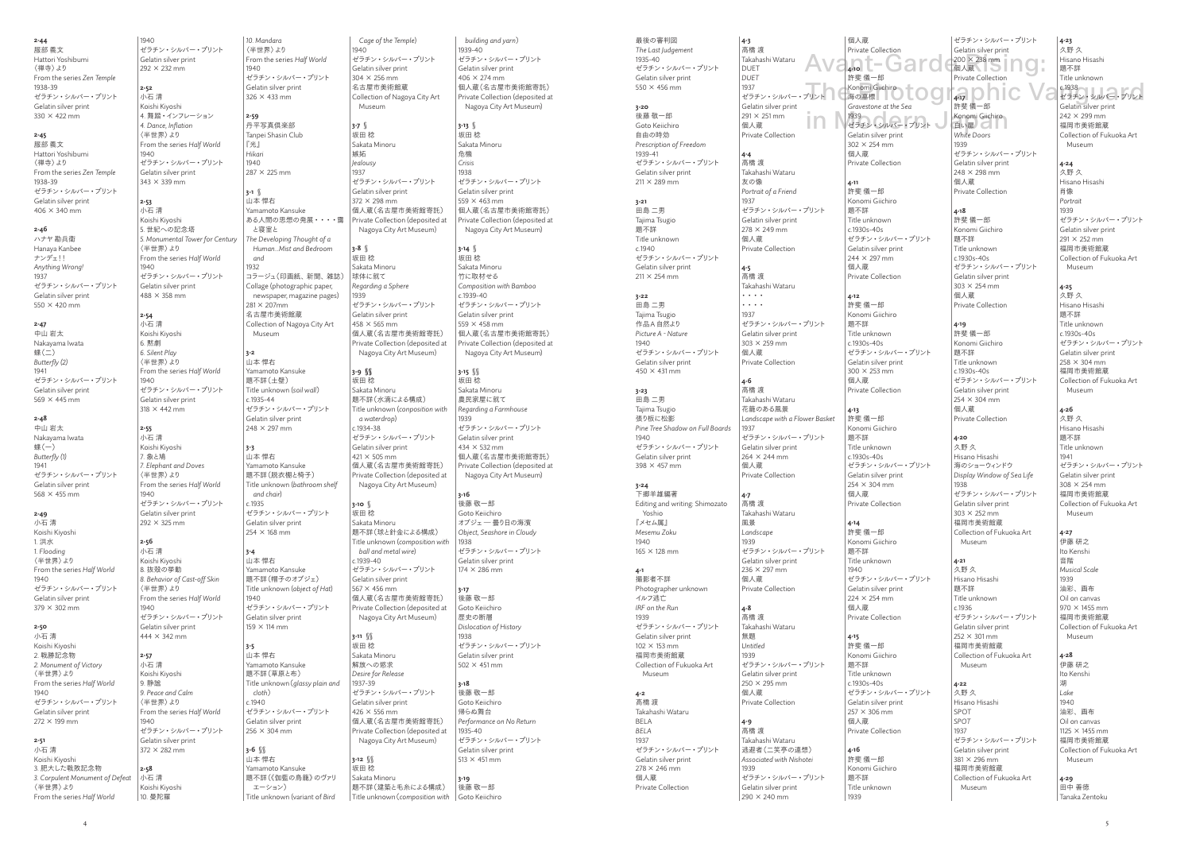2-44
服部 義文
Hattori Yoshibumi
《禅寺》より
From the series *Zen Temple*
1938-39
ゼラチン・シルバー・プリント
Gelatin silver print
330 × 422 mm

2-45
服部 義文
Hattori Yoshibumi
《禅寺》より
From the series *Zen Temple*
1938-39
ゼラチン・シルバー・プリント
Gelatin silver print
406 × 340 mm

2-46
ハナヤ 勘兵衛
Hanaya Kanbee
アンデェ!!
*Anything Wrong!*
1937
ゼラチン・シルバー・プリント
Gelatin silver print
550 × 420 mm

2-47
中山 岩太
Nakayama Iwata
蝶(二)
*Butterfly (2)*
1941
ゼラチン・シルバー・プリント
Gelatin silver print
569 × 445 mm

2-48
中山 岩太
Nakayama Iwata
蝶(一)
*Butterfly (1)*
1941
ゼラチン・シルバー・プリント
Gelatin silver print
568 × 455 mm

2-49
小石 清
Koishi Kiyoshi
1. 洪水
*1. Flooding*
《半世界》より
From the series *Half World*
1940
ゼラチン・シルバー・プリント
Gelatin silver print
379 × 302 mm

2-50
小石 清
Koishi Kiyoshi
2. 戦勝記念物
*2. Monument of Victory*
《半世界》より
From the series *Half World*
1940
ゼラチン・シルバー・プリント
Gelatin silver print
272 × 199 mm

2-51
小石 清
Koishi Kiyoshi
3. 肥大した戦敗記念物
*3. Corpulent Monument of Defeat*
《半世界》より
From the series *Half World*
1940
ゼラチン・シルバー・プリント
Gelatin silver print
292 × 232 mm

2-52
小石 清
Koishi Kiyoshi
4. 舞踏・インフレーション
*4. Dance, Inflation*
《半世界》より
From the series *Half World*
1940
ゼラチン・シルバー・プリント
Gelatin silver print
343 × 339 mm

2-53
小石 清
Koishi Kiyoshi
5. 世紀への記念塔
*5. Monumental Tower for Century*
《半世界》より
From the series *Half World*
1940
ゼラチン・シルバー・プリント
Gelatin silver print
488 × 358 mm

2-54
小石 清
Koishi Kiyoshi
6. 黙劇
*6. Silent Play*
《半世界》より
From the series *Half World*
1940
ゼラチン・シルバー・プリント
Gelatin silver print
318 × 442 mm

2-55
小石 清
Koishi Kiyoshi
7. 象と鳩
*7. Elephant and Doves*
《半世界》より
From the series *Half World*
1940
ゼラチン・シルバー・プリント
Gelatin silver print
292 × 325 mm

2-56
小石 清
Koishi Kiyoshi
8. 抜殻の挙動
*8. Behavior of Cast-off Skin*
《半世界》より
From the series *Half World*
1940
ゼラチン・シルバー・プリント
Gelatin silver print
444 × 342 mm

2-57
小石 清
Koishi Kiyoshi
9. 静謐
*9. Peace and Calm*
《半世界》より
From the series *Half World*
1940
ゼラチン・シルバー・プリント
Gelatin silver print
372 × 282 mm

2-58
小石 清
Koishi Kiyoshi
10. 曼陀羅
*10. Mandara*
《半世界》より
From the series *Half World*
1940
ゼラチン・シルバー・プリント
Gelatin silver print
326 × 433 mm

2-59
丹平写真倶楽部
Tanpei Shashin Club
『光』
*Hikari*
1940
287 × 225 mm

3-1 §
山本 悍右
Yamamoto Kansuke
ある人間の思想の発展・・・・霧と寝室と
*The Developing Thought of a Human...Mist and Bedroom and*
1932
コラージュ(印画紙、新聞、雑誌)
Collage (photographic paper, newspaper, magazine pages)
281 × 207mm
名古屋市美術館蔵
Collection of Nagoya City Art Museum

3-2
山本 悍右
Yamamoto Kansuke
題不詳(土壁)
Title unknown (*soil wall*)
c.1935-44
ゼラチン・シルバー・プリント
Gelatin silver print
248 × 297 mm

3-3
山本 悍右
Yamamoto Kansuke
題不詳(脱衣棚と椅子)
Title unknown (*bathroom shelf and chair*)
c.1935
ゼラチン・シルバー・プリント
Gelatin silver print
254 × 168 mm

3-4
山本 悍右
Yamamoto Kansuke
題不詳(帽子のオブジェ)
Title unknown (*object of Hat*)
1940
ゼラチン・シルバー・プリント
Gelatin silver print
159 × 114 mm

3-5
山本 悍右
Yamamoto Kansuke
題不詳(草原と布)
Title unknown (*glassy plain and cloth*)
c.1940
ゼラチン・シルバー・プリント
Gelatin silver print
256 × 304 mm

3-6 §§
山本 悍右
Yamamoto Kansuke
題不詳(《伽藍の鳥籠》のヴァリエーション)
Title unknown (*variant of Bird Cage of the Temple*)
1940
ゼラチン・シルバー・プリント
Gelatin silver print
304 × 256 mm
名古屋市美術館蔵
Collection of Nagoya City Art Museum

3-7 §
坂田 稔
Sakata Minoru
嫉妬
*Jealousy*
1937
ゼラチン・シルバー・プリント
Gelatin silver print
372 × 298 mm
個人蔵(名古屋市美術館寄託)
Private Collection (deposited at Nagoya City Art Museum)

3-8 §
坂田 稔
Sakata Minoru
球体に就て
*Regarding a Sphere*
1939
ゼラチン・シルバー・プリント
Gelatin silver print
458 × 565 mm
個人蔵(名古屋市美術館寄託)
Private Collection (deposited at Nagoya City Art Museum)

3-9 §§
坂田 稔
Sakata Minoru
題不詳(水滴による構成)
Title unknown (*composition with a waterdrop*)
c.1934-38
ゼラチン・シルバー・プリント
Gelatin silver print
421 × 505 mm
個人蔵(名古屋市美術館寄託)
Private Collection (deposited at Nagoya City Art Museum)

3-10 §
坂田 稔
Sakata Minoru
題不詳(球と針金による構成)
Title unknown (*composition with ball and metal wire*)
c.1939-40
ゼラチン・シルバー・プリント
Gelatin silver print
567 × 456 mm
個人蔵(名古屋市美術館寄託)
Private Collection (deposited at Nagoya City Art Museum)

3-11 §§
坂田 稔
Sakata Minoru
解放への欲求
*Desire for Release*
1937-39
ゼラチン・シルバー・プリント
Gelatin silver print
426 × 556 mm
個人蔵(名古屋市美術館寄託)
Private Collection (deposited at Nagoya City Art Museum)

3-12 §§
坂田 稔
Sakata Minoru
題不詳(建築と毛糸による構成)
Title unknown (*composition with building and yarn*)
1939-40
ゼラチン・シルバー・プリント
Gelatin silver print
406 × 274 mm
個人蔵(名古屋市美術館寄託)
Private Collection (deposited at Nagoya City Art Museum)

3-13 §
坂田 稔
Sakata Minoru
危機
*Crisis*
1938
ゼラチン・シルバー・プリント
Gelatin silver print
559 × 463 mm
個人蔵(名古屋市美術館寄託)
Private Collection (deposited at Nagoya City Art Museum)

3-14 §
坂田 稔
Sakata Minoru
竹に取材せる
*Composition with Bamboo*
c.1939-40
ゼラチン・シルバー・プリント
Gelatin silver print
559 × 458 mm
個人蔵(名古屋市美術館寄託)
Private Collection (deposited at Nagoya City Art Museum)

3-15 §§
坂田 稔
Sakata Minoru
農民家屋に就て
*Regarding a Farmhouse*
1939
ゼラチン・シルバー・プリント
Gelatin silver print
434 × 532 mm
個人蔵(名古屋市美術館寄託)
Private Collection (deposited at Nagoya City Art Museum)

3-16
後藤 敬一郎
Goto Keiichiro
オブジェ — 曇り日の海浜
*Object, Seashore in Cloudy*
1938
ゼラチン・シルバー・プリント
Gelatin silver print
174 × 286 mm

3-17
後藤 敬一郎
Goto Keiichiro
歴史の断層
*Dislocation of History*
1938
ゼラチン・シルバー・プリント
Gelatin silver print
502 × 451 mm

3-18
後藤 敬一郎
Goto Keiichiro
帰らぬ舞台
*Performance on No Return*
1935-40
ゼラチン・シルバー・プリント
Gelatin silver print
513 × 451 mm

3-19
後藤 敬一郎
Goto Keiichiro
最後の審判図
*The Last Judgement*
1935-40
ゼラチン・シルバー・プリント
Gelatin silver print
550 × 456 mm

3-20
後藤 敬一郎
Goto Keiichiro
自由の時効
*Prescription of Freedom*
1939-41
ゼラチン・シルバー・プリント
Gelatin silver print
211 × 289 mm

3-21
田島 二男
Tajima Tsugio
題不詳
Title unknown
c.1940
ゼラチン・シルバー・プリント
Gelatin silver print
211 × 254 mm

3-22
田島 二男
Tajima Tsugio
作品A 自然より
*Picture A - Nature*
1940
ゼラチン・シルバー・プリント
Gelatin silver print
450 × 431 mm

3-23
田島 二男
Tajima Tsugio
張り板に松影
*Pine Tree Shadow on Full Boards*
1940
ゼラチン・シルバー・プリント
Gelatin silver print
398 × 457 mm

3-24
下郷羊雄編著
Editing and writing: Shimozato Yoshio
『メセム属』
*Mesemu Zoku*
1940
165 × 128 mm

4-1
撮影者不詳
Photographer unknown
イルフ逃亡
*IRF on the Run*
1939
ゼラチン・シルバー・プリント
Gelatin silver print
102 × 153 mm
福岡市美術館蔵
Collection of Fukuoka Art Museum

4-2
高橋 渡
Takahashi Wataru
BELA
*BELA*
1937
ゼラチン・シルバー・プリント
Gelatin silver print
278 × 246 mm
個人蔵
Private Collection

4-3
高橋 渡
Takahashi Wataru
DUET
*DUET*
1937
ゼラチン・シルバー・プリント
Gelatin silver print
291 × 251 mm
個人蔵
Private Collection

4-4
高橋 渡
Takahashi Wataru
友の像
*Portrait of a Friend*
1937
ゼラチン・シルバー・プリント
Gelatin silver print
278 × 249 mm
個人蔵
Private Collection

4-5
高橋 渡
Takahashi Wataru
・・・・
・・・・
1937
ゼラチン・シルバー・プリント
Gelatin silver print
303 × 259 mm
個人蔵
Private Collection

4-6
高橋 渡
Takahashi Wataru
花籠のある風景
*Landscape with a Flower Basket*
1937
ゼラチン・シルバー・プリント
Gelatin silver print
264 × 244 mm
個人蔵
Private Collection

4-7
高橋 渡
Takahashi Wataru
風景
*Landscape*
1939
ゼラチン・シルバー・プリント
Gelatin silver print
236 × 297 mm
個人蔵
Private Collection

4-8
高橋 渡
Takahashi Wataru
無題
*Untitled*
1939
ゼラチン・シルバー・プリント
Gelatin silver print
250 × 295 mm
個人蔵
Private Collection

4-9
高橋 渡
Takahashi Wataru
逃避者(二笑亭の連想)
*Associated with Nishotei*
1939
ゼラチン・シルバー・プリント
Gelatin silver print
290 × 240 mm
個人蔵
Private Collection

4-10
許斐 儀一郎
Konomi Giichiro
海の墓標
*Gravestone at the Sea*
1939
ゼラチン・シルバー・プリント
Gelatin silver print
302 × 254 mm
個人蔵
Private Collection

4-11
許斐 儀一郎
Konomi Giichiro
題不詳
Title unknown
c.1930s-40s
ゼラチン・シルバー・プリント
Gelatin silver print
244 × 297 mm
個人蔵
Private Collection

4-12
許斐 儀一郎
Konomi Giichiro
題不詳
Title unknown
c.1930s-40s
ゼラチン・シルバー・プリント
Gelatin silver print
300 × 253 mm
個人蔵
Private Collection

4-13
許斐 儀一郎
Konomi Giichiro
題不詳
Title unknown
c.1930s-40s
ゼラチン・シルバー・プリント
Gelatin silver print
254 × 304 mm
個人蔵
Private Collection

4-14
許斐 儀一郎
Konomi Giichiro
題不詳
Title unknown
1940
ゼラチン・シルバー・プリント
Gelatin silver print
224 × 254 mm
個人蔵
Private Collection

4-15
許斐 儀一郎
Konomi Giichiro
題不詳
Title unknown
c.1930s-40s
ゼラチン・シルバー・プリント
Gelatin silver print
257 × 306 mm
個人蔵
Private Collection

4-16
許斐 儀一郎
Konomi Giichiro
題不詳
Title unknown
1939
ゼラチン・シルバー・プリント
Gelatin silver print
200 × 238 mm
個人蔵
Private Collection

4-17
許斐 儀一郎
Konomi Giichiro
白い扉
*White Doors*
1939
ゼラチン・シルバー・プリント
Gelatin silver print
248 × 298 mm
個人蔵
Private Collection

4-18
許斐 儀一郎
Konomi Giichiro
題不詳
Title unknown
c.1930s-40s
ゼラチン・シルバー・プリント
Gelatin silver print
303 × 254 mm
個人蔵
Private Collection

4-19
許斐 儀一郎
Konomi Giichiro
題不詳
Title unknown
c.1930s-40s
ゼラチン・シルバー・プリント
Gelatin silver print
254 × 304 mm
個人蔵
Private Collection

4-20
久野 久
Hisano Hisashi
海のショーウィンドウ
*Display Window of Sea Life*
1938
ゼラチン・シルバー・プリント
Gelatin silver print
303 × 252 mm
福岡市美術館蔵
Collection of Fukuoka Art Museum

4-21
久野 久
Hisano Hisashi
題不詳
Title unknown
c.1936
ゼラチン・シルバー・プリント
Gelatin silver print
252 × 301 mm
福岡市美術館蔵
Collection of Fukuoka Art Museum

4-22
久野 久
Hisano Hisashi
SPOT
*SPOT*
1937
ゼラチン・シルバー・プリント
Gelatin silver print
381 × 296 mm
福岡市美術館蔵
Collection of Fukuoka Art Museum

4-23
久野 久
Hisano Hisashi
題不詳
Title unknown
c.1938
ゼラチン・シルバー・プリント
Gelatin silver print
242 × 299 mm
福岡市美術館蔵
Collection of Fukuoka Art Museum

4-24
久野 久
Hisano Hisashi
肖像
*Portrait*
1939
ゼラチン・シルバー・プリント
Gelatin silver print
291 × 252 mm
福岡市美術館蔵
Collection of Fukuoka Art Museum

4-25
久野 久
Hisano Hisashi
題不詳
Title unknown
c.1930s-40s
ゼラチン・シルバー・プリント
Gelatin silver print
258 × 304 mm
福岡市美術館蔵
Collection of Fukuoka Art Museum

4-26
久野 久
Hisano Hisashi
題不詳
Title unknown
1941
ゼラチン・シルバー・プリント
Gelatin silver print
308 × 254 mm
福岡市美術館蔵
Collection of Fukuoka Art Museum

4-27
伊藤 研之
Ito Kenshi
音階
*Musical Scale*
1939
油彩、画布
Oil on canvas
970 × 1455 mm
福岡市美術館蔵
Collection of Fukuoka Art Museum

4-28
伊藤 研之
Ito Kenshi
湖
*Lake*
1940
油彩、画布
Oil on canvas
1125 × 1455 mm
福岡市美術館蔵
Collection of Fukuoka Art Museum

4-29
田中 善徳
Tanaka Zentoku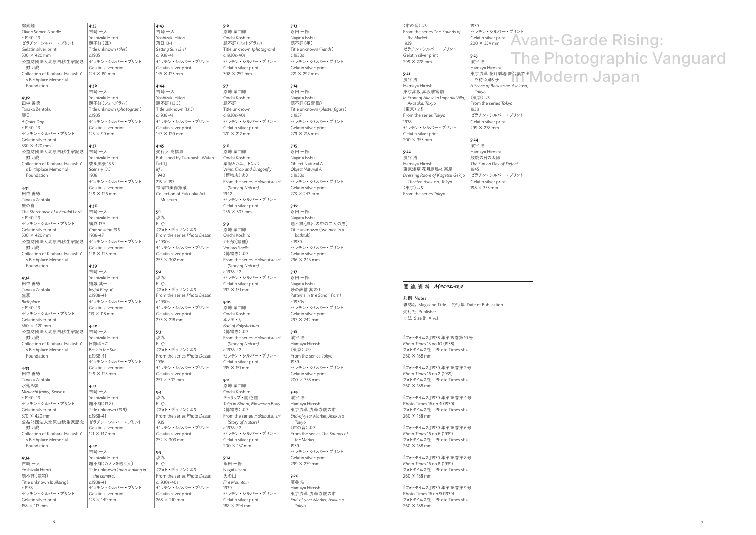翁素麺
*Okina Somen Noodle*
c.1940–43
ゼラチン・シルバー・プリント
Gelatin silver print
530 × 420 mm
公益財団法人北原白秋生家記念財団蔵
Collection of Kitahara Hakushu's Birthplace Memorial Foundation

**4-30**
田中 善徳
Tanaka Zentoku
静日
*A Quiet Day*
c.1940–43
ゼラチン・シルバー・プリント
Gelatin silver print
530 × 420 mm
公益財団法人北原白秋生家記念財団蔵
Collection of Kitahara Hakushu's Birthplace Memorial Foundation

**4-31**
田中 善徳
Tanaka Zentoku
殿の倉
*The Storehouse of a Feudal Lord*
c.1940–43
ゼラチン・シルバー・プリント
Gelatin silver print
530 × 420 mm
公益財団法人北原白秋生家記念財団蔵
Collection of Kitahara Hakushu's Birthplace Memorial Foundation

**4-32**
田中 善徳
Tanaka Zentoku
生家
*Birthplace*
c.1940–43
ゼラチン・シルバー・プリント
Gelatin silver print
560 × 420 mm
公益財団法人北原白秋生家記念財団蔵
Collection of Kitahara Hakushu's Birthplace Memorial Foundation

**4-33**
田中 善徳
Tanaka Zentoku
水落ち頃
*Mizuochi (rainy) Season*
c.1940–43
ゼラチン・シルバー・プリント
Gelatin silver print
570 × 420 mm
公益財団法人北原白秋生家記念財団蔵
Collection of Kitahara Hakushu's Birthplace Memorial Foundation

**4-34**
吉崎 一人
Yoshizaki Hitori
題不詳（建物）
Title unknown (*building*)
c.1935
ゼラチン・シルバー・プリント
Gelatin silver print
158 × 113 mm

**4-35**
吉崎 一人
Yoshizaki Hitori
題不詳（瓦）
Title unknown (*tiles*)
c.1935
ゼラチン・シルバー・プリント
Gelatin silver print
124 × 151 mm

**4-36**
吉崎 一人
Yoshizaki Hitori
題不詳（フォトグラム）
Title unknown (*photogram*)
c.1935
ゼラチン・シルバー・プリント
Gelatin silver print
125 × 99 mm

**4-37**
吉崎 一人
Yoshizaki Hitori
或ル風景 13.5
*Scenery 13.5*
1938
ゼラチン・シルバー・プリント
Gelatin silver print
149 × 126 mm

**4-38**
吉崎 一人
Yoshizaki Hitori
構成 13.5
*Composition 13.5*
1938–47
ゼラチン・シルバー・プリント
Gelatin silver print
148 × 123 mm

**4-39**
吉崎 一人
Yoshizaki Hitori
嬉戯 其一
*Joyful Play, #1*
c.1938–41
ゼラチン・シルバー・プリント
Gelatin silver print
113 × 118 mm

**4-40**
吉崎 一人
Yoshizaki Hitori
日向ぼっこ
*Bask in the Sun*
c.1938–41
ゼラチン・シルバー・プリント
Gelatin silver print
149 × 125 mm

**4-41**
吉崎 一人
Yoshizaki Hitori
題不詳（13.8）
Title unknown (*13.8*)
c.1938–41
ゼラチン・シルバー・プリント
Gelatin silver print
121 × 147 mm

**4-42**
吉崎 一人
Yoshizaki Hitori
題不詳（カメラを覗く人）
Title unknown (*man looking in the camera*)
c.1938–41
ゼラチン・シルバー・プリント
Gelatin silver print
123 × 149 mm

**4-43**
吉崎 一人
Yoshizaki Hitori
落日 13-11
*Setting Sun 13-11*
c.1938–41
ゼラチン・シルバー・プリント
Gelatin silver print
145 × 123 mm

**4-44**
吉崎 一人
Yoshizaki Hitori
題不詳（13.5）
Title unknown (13.5)
c.1938–41
ゼラチン・シルバー・プリント
Gelatin silver print
147 × 120 mm

**4-45**
発行人 高橋渡
Published by Takahashi Wataru
『irf 1』
*irf 1*
1940
215 × 197
福岡市美術館蔵
Collection of Fukuoka Art Museum

**5-1**
瑛九
Ei-Q
〈フォト・デッサン〉より
From the series *Photo Dessin*
c.1930s
ゼラチン・シルバー・プリント
Gelatin silver print
253 × 302 mm

**5-2**
瑛九
Ei-Q
〈フォト・デッサン〉より
From the series *Photo Dessin*
c.1930s
ゼラチン・シルバー・プリント
Gelatin silver print
273 × 218 mm

**5-3**
瑛九
Ei-Q
〈フォト・デッサン〉より
From the series *Photo Dessin*
1936
ゼラチン・シルバー・プリント
Gelatin silver print
251 × 302 mm

**5-4**
瑛九
Ei-Q
〈フォト・デッサン〉より
From the series *Photo Dessin*
1939
ゼラチン・シルバー・プリント
Gelatin silver print
252 × 303 mm

**5-5**
瑛九
Ei-Q
〈フォト・デッサン〉より
From the series *Photo Dessin*
c.1930s–40s
ゼラチン・シルバー・プリント
Gelatin silver print
263 × 210 mm

**5-6**
恩地 孝四郎
Onchi Koshiro
題不詳（フォトグラム）
Title unknown (*photogram*)
c.1930s–40s
ゼラチン・シルバー・プリント
Gelatin silver print
308 × 252 mm

**5-7**
恩地 孝四郎
Onchi Koshiro
題不詳
Title unknown
c.1930s–40s
ゼラチン・シルバー・プリント
Gelatin silver print
170 × 212 mm

**5-8**
恩地 孝四郎
Onchi Koshiro
葉脈とカニ、トンボ
*Veins, Crab and Dragonfly*
〈博物志〉より
From the series *Hakubutsu shi (Story of Nature)*
1942
ゼラチン・シルバー・プリント
Gelatin silver print
256 × 307 mm

**5-9**
恩地 孝四郎
Onchi Koshiro
カヒ殻（諸種）
*Various Shells*
〈博物志〉より
From the series *Hakubutsu shi (Story of Nature)*
c.1938–42
ゼラチン・シルバー・プリント
Gelatin silver print
192 × 151 mm

**5-10**
恩地 孝四郎
Onchi Koshiro
ヰノデ・芽
*Bud of Polystichum*
〈博物志〉より
From the series *Hakubutsu shi (Story of Nature)*
c.1938–42
ゼラチン・シルバー・プリント
Gelatin silver print
195 × 151 mm

**5-11**
恩地 孝四郎
Onchi Koshiro
テュリップ・開花體
*Tulip in Bloom, Flowering Body*
〈博物志〉より
From the series *Hakubutsu shi (Story of Nature)*
c.1938–42
ゼラチン・シルバー・プリント
Gelatin silver print
200 × 157 mm

**5-12**
永田 一脩
Nagata Isshu
火の山
*Fire Mountain*
1939
ゼラチン・シルバー・プリント
Gelatin silver print
188 × 294 mm

**5-13**
永田 一脩
Nagata Isshu
題不詳（手）
Title unknown (*hands*)
c.1930s
ゼラチン・シルバー・プリント
Gelatin silver print
221 × 292 mm

**5-14**
永田 一脩
Nagata Isshu
題不詳（石膏像）
Title unknown (*plaster figure*)
c.1937
ゼラチン・シルバー・プリント
Gelatin silver print
279 × 218 mm

**5-15**
永田 一脩
Nagata Isshu
Object Natural A
*Object Natural A*
c.1930s
ゼラチン・シルバー・プリント
Gelatin silver print
273 × 243 mm

**5-16**
永田 一脩
Nagata Isshu
題不詳（風呂の中の二人の男）
Title unknown (*two men in a bathtub*)
c.1939
ゼラチン・シルバー・プリント
Gelatin silver print
296 × 245 mm

**5-17**
永田 一脩
Nagata Isshu
砂の表情 其の1
*Patterns in the Sand - Part 1*
c.1930s
ゼラチン・シルバー・プリント
Gelatin silver print
297 × 242 mm

**5-18**
濱谷 浩
Hamaya Hiroshi
〈東京〉より
From the series *Tokyo*
1939
ゼラチン・シルバー・プリント
Gelatin silver print
200 × 353 mm

**5-19**
濱谷 浩
Hamaya Hiroshi
東京浅草 浅草寺歳の市
*End-of-year Market, Asakusa, Tokyo*
〈市の音〉より
From the series *The Sounds of the Market*
1939
ゼラチン・シルバー・プリント
Gelatin silver print
299 × 279 mm

**5-20**
濱谷 浩
Hamaya Hiroshi
東京浅草 浅草寺歳の市
*End-of-year Market, Asakusa, Tokyo*
〈市の音〉より
From the series *The Sounds of the Market*
1939
ゼラチン・シルバー・プリント
Gelatin silver print
299 × 278 mm

**5-21**
濱谷 浩
Hamaya Hiroshi
東京赤坂 赤坂離宮前
*In Front of Akasaka Imperial Villa, Akasaka, Tokyo*
〈東京〉より
From the series *Tokyo*
1938
ゼラチン・シルバー・プリント
Gelatin silver print
200 × 353 mm

**5-22**
濱谷 浩
Hamaya Hiroshi
東京浅草 花月劇場の楽屋
*Dressing Room of Kagetsu Gekijo Theater, Asakusa, Tokyo*
〈東京〉より
From the series *Tokyo*
1939
ゼラチン・シルバー・プリント
Gelatin silver print
200 × 354 mm

**5-23**
濱谷 浩
Hamaya Hiroshi
東京浅草 花月劇場 舞台裏で出を待つ踊り子
*A Scene of Backstage, Asakusa, Tokyo*
〈東京〉より
From the series *Tokyo*
1938
ゼラチン・シルバー・プリント
Gelatin silver print
299 × 278 mm

**5-24**
濱谷 浩
Hamaya Hiroshi
敗戦の日の太陽
*The Sun on Day of Defeat*
1945
ゼラチン・シルバー・プリント
Gelatin silver print
198 × 355 mm

## 関連資料 *MAGAZINES*

**凡例 Notes**
雑誌名 Magazine Title　発行年 Date of Publication
発行社 Publisher
寸法 Size (h. × w.)

『フォトタイムス』1938年第15巻第10号
*Photo Times* 15 no.10 (1938)
フォトタイムス社　Photo Times sha
260 × 188 mm

『フォトタイムス』1939年第16巻第2号
*Photo Times* 16 no.2 (1939)
フォトタイムス社　Photo Times sha
260 × 188 mm

『フォトタイムス』1939年第16巻第4号
Photo Times 16 no.4 (1939)
フォトタイムス社　Photo Times sha
260 × 188 mm

『フォトタイムス』1939年第16巻第6号
*Photo Times* 16 no.6 (1939)
フォトタイムス社　Photo Times sha
260 × 188 mm

『フォトタイムス』1939年第16巻第8号
*Photo Times* 16 no.8 (1939)
フォトタイムス社　Photo Times sha
260 × 188 mm

『フォトタイムス』1939年第16巻第9号
Photo Times 16 no.9 (1939)
フォトタイムス社　Photo Times sha
260 × 188 mm